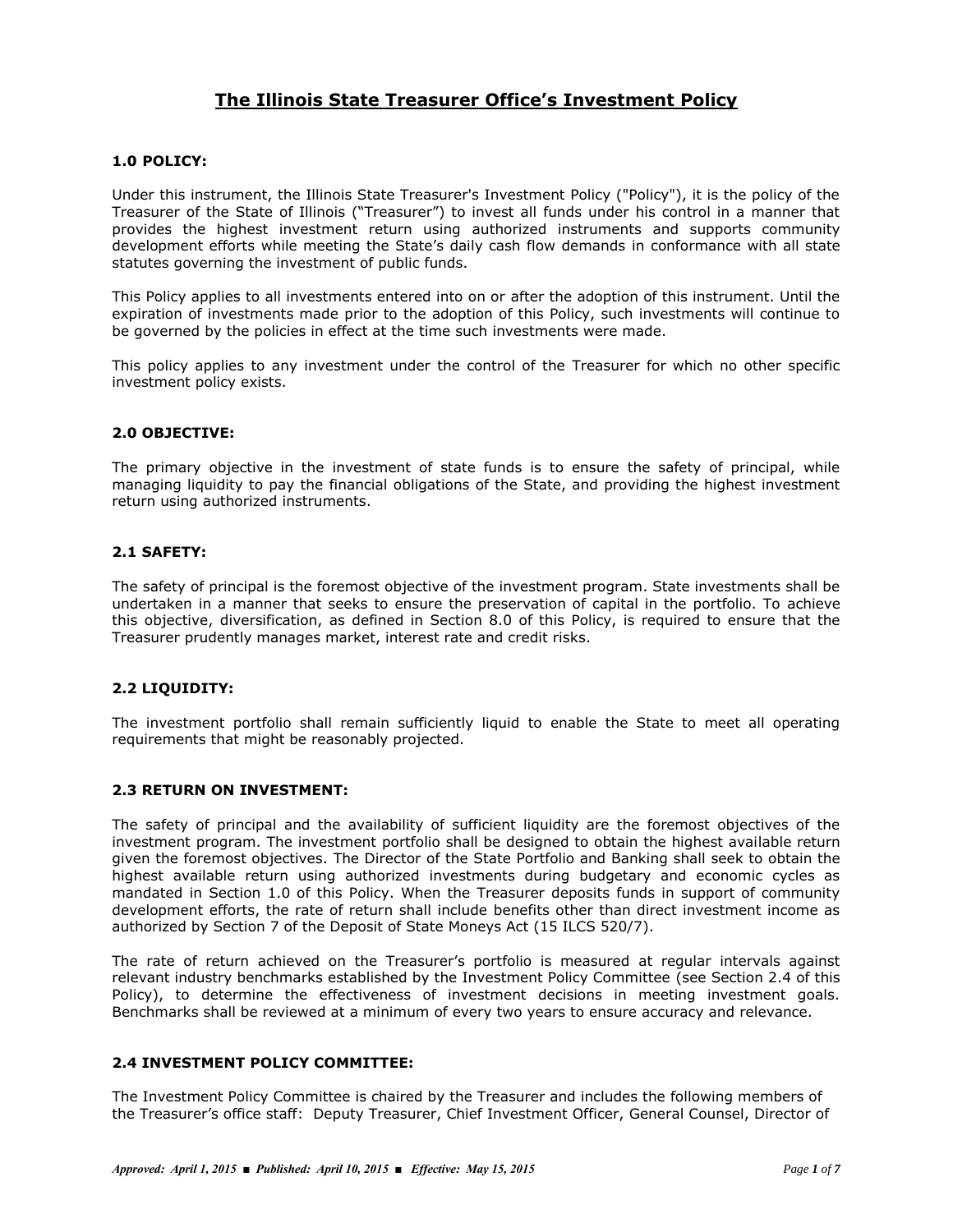# The Illinois State Treasurer Office's Investment Policy

### 1.0 POLICY:

Under this instrument, the Illinois State Treasurer's Investment Policy ("Policy"), it is the policy of the Treasurer of the State of Illinois ("Treasurer") to invest all funds under his control in a manner that provides the highest investment return using authorized instruments and supports community development efforts while meeting the State's daily cash flow demands in conformance with all state statutes governing the investment of public funds.

This Policy applies to all investments entered into on or after the adoption of this instrument. Until the expiration of investments made prior to the adoption of this Policy, such investments will continue to be governed by the policies in effect at the time such investments were made.

This policy applies to any investment under the control of the Treasurer for which no other specific investment policy exists.

### 2.0 OBJECTIVE:

The primary objective in the investment of state funds is to ensure the safety of principal, while managing liquidity to pay the financial obligations of the State, and providing the highest investment return using authorized instruments.

### 2.1 SAFETY:

The safety of principal is the foremost objective of the investment program. State investments shall be undertaken in a manner that seeks to ensure the preservation of capital in the portfolio. To achieve this objective, diversification, as defined in Section 8.0 of this Policy, is required to ensure that the Treasurer prudently manages market, interest rate and credit risks.

### 2.2 LIQUIDITY:

The investment portfolio shall remain sufficiently liquid to enable the State to meet all operating requirements that might be reasonably projected.

### 2.3 RETURN ON INVESTMENT:

The safety of principal and the availability of sufficient liquidity are the foremost objectives of the investment program. The investment portfolio shall be designed to obtain the highest available return given the foremost objectives. The Director of the State Portfolio and Banking shall seek to obtain the highest available return using authorized investments during budgetary and economic cycles as mandated in Section 1.0 of this Policy. When the Treasurer deposits funds in support of community development efforts, the rate of return shall include benefits other than direct investment income as authorized by Section 7 of the Deposit of State Moneys Act (15 ILCS 520/7).

The rate of return achieved on the Treasurer's portfolio is measured at regular intervals against relevant industry benchmarks established by the Investment Policy Committee (see Section 2.4 of this Policy), to determine the effectiveness of investment decisions in meeting investment goals. Benchmarks shall be reviewed at a minimum of every two years to ensure accuracy and relevance.

### 2.4 INVESTMENT POLICY COMMITTEE:

The Investment Policy Committee is chaired by the Treasurer and includes the following members of the Treasurer's office staff: Deputy Treasurer, Chief Investment Officer, General Counsel, Director of

*Approved: April 1, 2015 ■ Published: April 10, 2015 ■ Effective: May 15, 2015*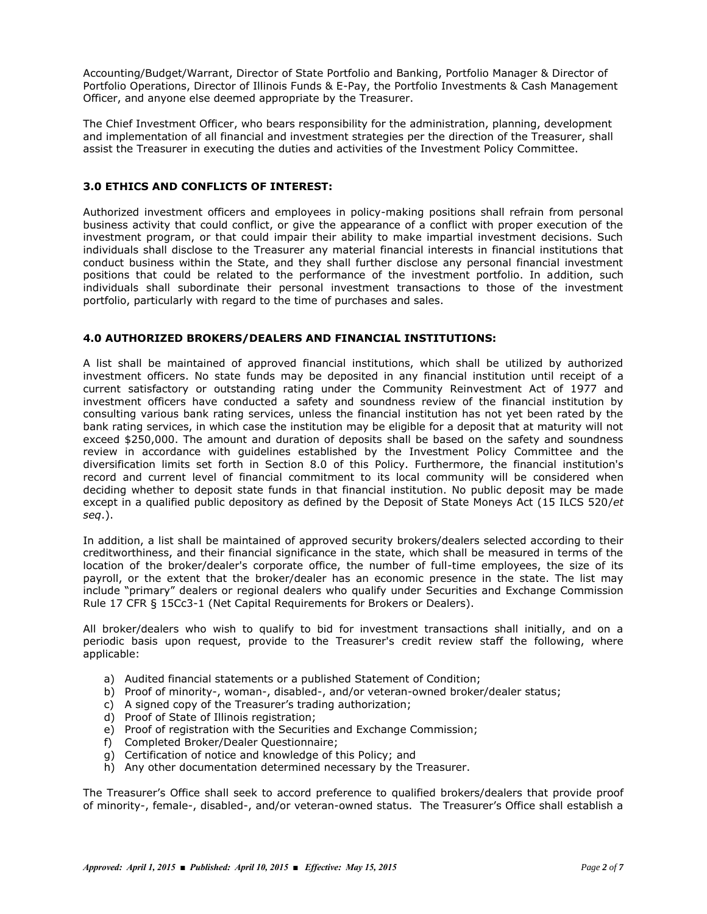Accounting/Budget/Warrant, Director of State Portfolio and Banking, Portfolio Manager & Director of Portfolio Operations, Director of Illinois Funds & E-Pay, the Portfolio Investments & Cash Management Officer, and anyone else deemed appropriate by the Treasurer.

The Chief Investment Officer, who bears responsibility for the administration, planning, development and implementation of all financial and investment strategies per the direction of the Treasurer, shall assist the Treasurer in executing the duties and activities of the Investment Policy Committee.

### 3.0 ETHICS AND CONFLICTS OF INTEREST:

Authorized investment officers and employees in policy-making positions shall refrain from personal business activity that could conflict, or give the appearance of a conflict with proper execution of the investment program, or that could impair their ability to make impartial investment decisions. Such individuals shall disclose to the Treasurer any material financial interests in financial institutions that conduct business within the State, and they shall further disclose any personal financial investment positions that could be related to the performance of the investment portfolio. In addition, such individuals shall subordinate their personal investment transactions to those of the investment portfolio, particularly with regard to the time of purchases and sales.

### 4.0 AUTHORIZED BROKERS/DEALERS AND FINANCIAL INSTITUTIONS:

A list shall be maintained of approved financial institutions, which shall be utilized by authorized investment officers. No state funds may be deposited in any financial institution until receipt of a current satisfactory or outstanding rating under the Community Reinvestment Act of 1977 and investment officers have conducted a safety and soundness review of the financial institution by consulting various bank rating services, unless the financial institution has not yet been rated by the bank rating services, in which case the institution may be eligible for a deposit that at maturity will not exceed $250,000. The amount and duration of deposits shall be based on the safety and soundness review in accordance with guidelines established by the Investment Policy Committee and the diversification limits set forth in Section 8.0 of this Policy. Furthermore, the financial institution's record and current level of financial commitment to its local community will be considered when deciding whether to deposit state funds in that financial institution. No public deposit may be made except in a qualified public depository as defined by the Deposit of State Moneys Act (15 ILCS 520/*et seq*.).

In addition, a list shall be maintained of approved security brokers/dealers selected according to their creditworthiness, and their financial significance in the state, which shall be measured in terms of the location of the broker/dealer's corporate office, the number of full-time employees, the size of its payroll, or the extent that the broker/dealer has an economic presence in the state. The list may include "primary" dealers or regional dealers who qualify under Securities and Exchange Commission Rule 17 CFR § 15Cc3-1 (Net Capital Requirements for Brokers or Dealers).

All broker/dealers who wish to qualify to bid for investment transactions shall initially, and on a periodic basis upon request, provide to the Treasurer's credit review staff the following, where applicable:

a) Audited financial statements or a published Statement of Condition;
b) Proof of minority-, woman-, disabled-, and/or veteran-owned broker/dealer status;
c) A signed copy of the Treasurer's trading authorization;
d) Proof of State of Illinois registration;
e) Proof of registration with the Securities and Exchange Commission;
f) Completed Broker/Dealer Questionnaire;
g) Certification of notice and knowledge of this Policy; and
h) Any other documentation determined necessary by the Treasurer.

The Treasurer's Office shall seek to accord preference to qualified brokers/dealers that provide proof of minority-, female-, disabled-, and/or veteran-owned status. The Treasurer's Office shall establish a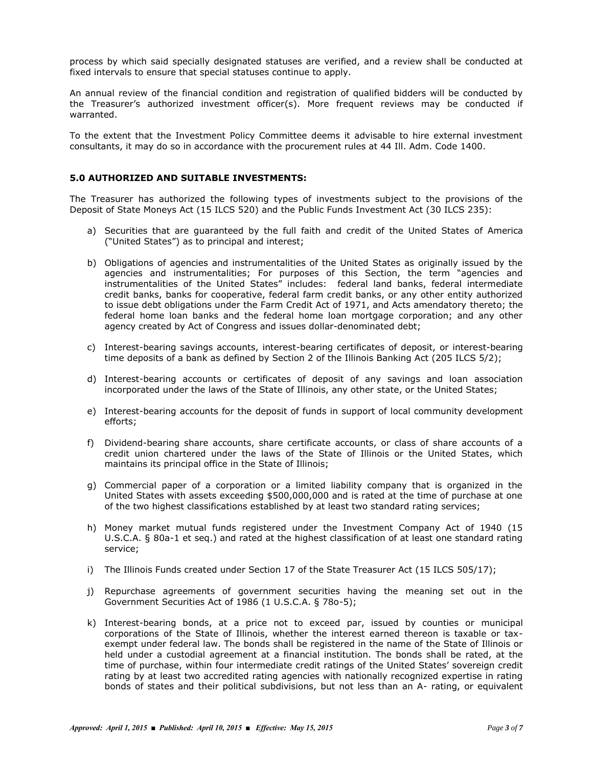process by which said specially designated statuses are verified, and a review shall be conducted at fixed intervals to ensure that special statuses continue to apply.

An annual review of the financial condition and registration of qualified bidders will be conducted by the Treasurer's authorized investment officer(s). More frequent reviews may be conducted if warranted.

To the extent that the Investment Policy Committee deems it advisable to hire external investment consultants, it may do so in accordance with the procurement rules at 44 Ill. Adm. Code 1400.

### 5.0 AUTHORIZED AND SUITABLE INVESTMENTS:

The Treasurer has authorized the following types of investments subject to the provisions of the Deposit of State Moneys Act (15 ILCS 520) and the Public Funds Investment Act (30 ILCS 235):

a) Securities that are guaranteed by the full faith and credit of the United States of America ("United States") as to principal and interest;

b) Obligations of agencies and instrumentalities of the United States as originally issued by the agencies and instrumentalities; For purposes of this Section, the term "agencies and instrumentalities of the United States" includes: federal land banks, federal intermediate credit banks, banks for cooperative, federal farm credit banks, or any other entity authorized to issue debt obligations under the Farm Credit Act of 1971, and Acts amendatory thereto; the federal home loan banks and the federal home loan mortgage corporation; and any other agency created by Act of Congress and issues dollar-denominated debt;

c) Interest-bearing savings accounts, interest-bearing certificates of deposit, or interest-bearing time deposits of a bank as defined by Section 2 of the Illinois Banking Act (205 ILCS 5/2);

d) Interest-bearing accounts or certificates of deposit of any savings and loan association incorporated under the laws of the State of Illinois, any other state, or the United States;

e) Interest-bearing accounts for the deposit of funds in support of local community development efforts;

f) Dividend-bearing share accounts, share certificate accounts, or class of share accounts of a credit union chartered under the laws of the State of Illinois or the United States, which maintains its principal office in the State of Illinois;

g) Commercial paper of a corporation or a limited liability company that is organized in the United States with assets exceeding $500,000,000 and is rated at the time of purchase at one of the two highest classifications established by at least two standard rating services;

h) Money market mutual funds registered under the Investment Company Act of 1940 (15 U.S.C.A. § 80a-1 et seq.) and rated at the highest classification of at least one standard rating service;

i) The Illinois Funds created under Section 17 of the State Treasurer Act (15 ILCS 505/17);

j) Repurchase agreements of government securities having the meaning set out in the Government Securities Act of 1986 (1 U.S.C.A. § 78o-5);

k) Interest-bearing bonds, at a price not to exceed par, issued by counties or municipal corporations of the State of Illinois, whether the interest earned thereon is taxable or tax-exempt under federal law. The bonds shall be registered in the name of the State of Illinois or held under a custodial agreement at a financial institution. The bonds shall be rated, at the time of purchase, within four intermediate credit ratings of the United States' sovereign credit rating by at least two accredited rating agencies with nationally recognized expertise in rating bonds of states and their political subdivisions, but not less than an A- rating, or equivalent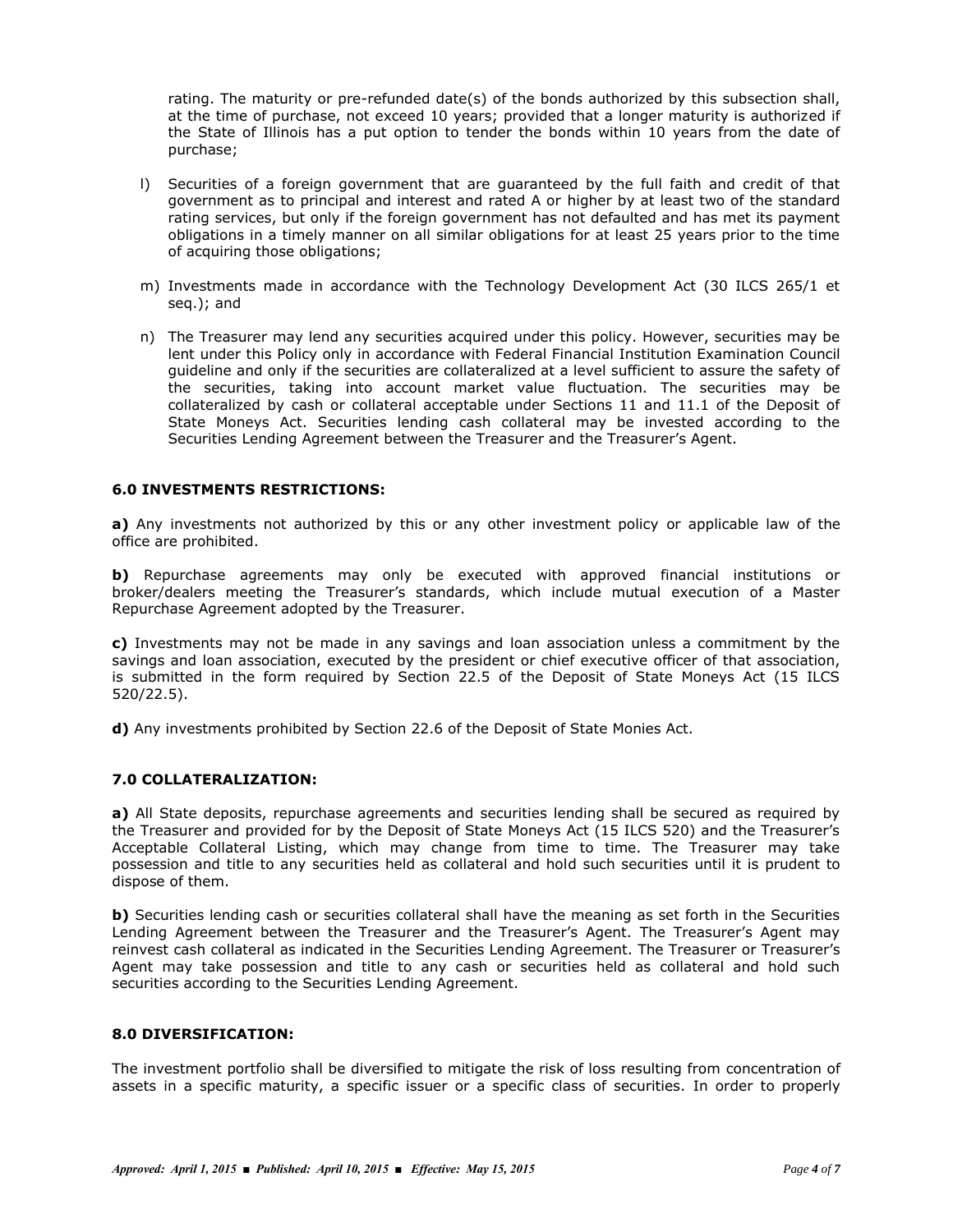rating. The maturity or pre-refunded date(s) of the bonds authorized by this subsection shall, at the time of purchase, not exceed 10 years; provided that a longer maturity is authorized if the State of Illinois has a put option to tender the bonds within 10 years from the date of purchase;

l) Securities of a foreign government that are guaranteed by the full faith and credit of that government as to principal and interest and rated A or higher by at least two of the standard rating services, but only if the foreign government has not defaulted and has met its payment obligations in a timely manner on all similar obligations for at least 25 years prior to the time of acquiring those obligations;

m) Investments made in accordance with the Technology Development Act (30 ILCS 265/1 et seq.); and

n) The Treasurer may lend any securities acquired under this policy. However, securities may be lent under this Policy only in accordance with Federal Financial Institution Examination Council guideline and only if the securities are collateralized at a level sufficient to assure the safety of the securities, taking into account market value fluctuation. The securities may be collateralized by cash or collateral acceptable under Sections 11 and 11.1 of the Deposit of State Moneys Act. Securities lending cash collateral may be invested according to the Securities Lending Agreement between the Treasurer and the Treasurer's Agent.

### 6.0 INVESTMENTS RESTRICTIONS:

**a)** Any investments not authorized by this or any other investment policy or applicable law of the office are prohibited.

**b)** Repurchase agreements may only be executed with approved financial institutions or broker/dealers meeting the Treasurer's standards, which include mutual execution of a Master Repurchase Agreement adopted by the Treasurer.

**c)** Investments may not be made in any savings and loan association unless a commitment by the savings and loan association, executed by the president or chief executive officer of that association, is submitted in the form required by Section 22.5 of the Deposit of State Moneys Act (15 ILCS 520/22.5).

**d)** Any investments prohibited by Section 22.6 of the Deposit of State Monies Act.

### 7.0 COLLATERALIZATION:

**a)** All State deposits, repurchase agreements and securities lending shall be secured as required by the Treasurer and provided for by the Deposit of State Moneys Act (15 ILCS 520) and the Treasurer's Acceptable Collateral Listing, which may change from time to time. The Treasurer may take possession and title to any securities held as collateral and hold such securities until it is prudent to dispose of them.

**b)** Securities lending cash or securities collateral shall have the meaning as set forth in the Securities Lending Agreement between the Treasurer and the Treasurer's Agent. The Treasurer's Agent may reinvest cash collateral as indicated in the Securities Lending Agreement. The Treasurer or Treasurer's Agent may take possession and title to any cash or securities held as collateral and hold such securities according to the Securities Lending Agreement.

### 8.0 DIVERSIFICATION:

The investment portfolio shall be diversified to mitigate the risk of loss resulting from concentration of assets in a specific maturity, a specific issuer or a specific class of securities. In order to properly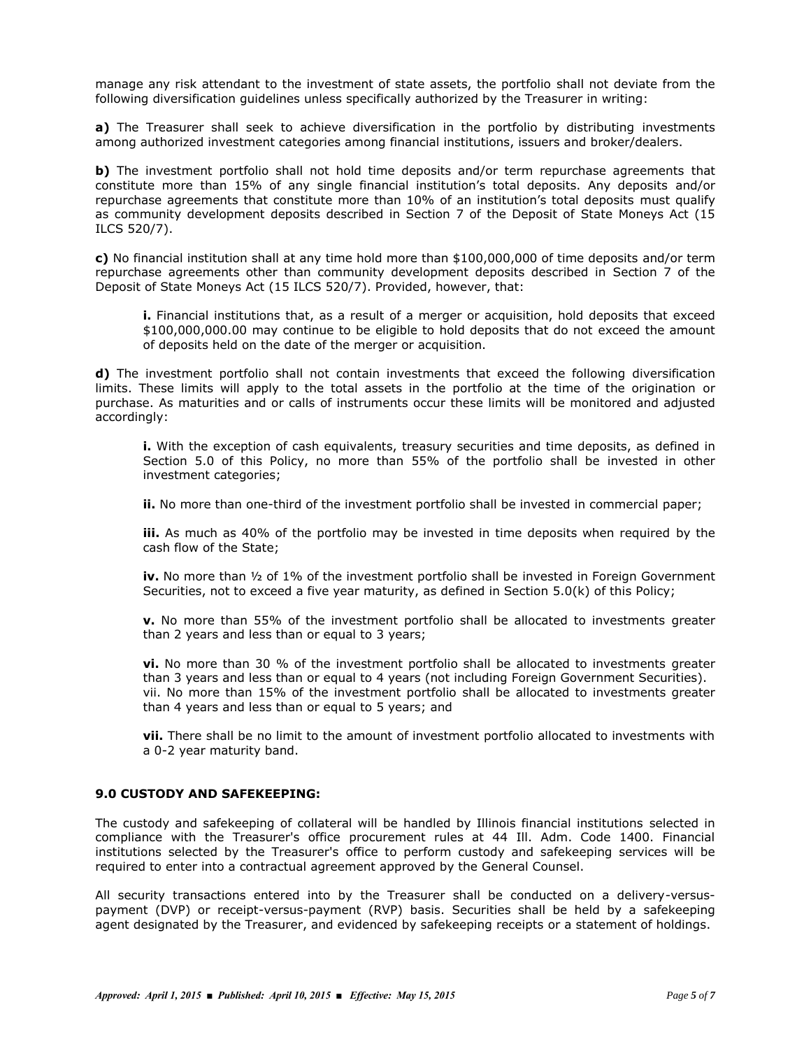manage any risk attendant to the investment of state assets, the portfolio shall not deviate from the following diversification guidelines unless specifically authorized by the Treasurer in writing:

**a)** The Treasurer shall seek to achieve diversification in the portfolio by distributing investments among authorized investment categories among financial institutions, issuers and broker/dealers.

**b)** The investment portfolio shall not hold time deposits and/or term repurchase agreements that constitute more than 15% of any single financial institution's total deposits. Any deposits and/or repurchase agreements that constitute more than 10% of an institution's total deposits must qualify as community development deposits described in Section 7 of the Deposit of State Moneys Act (15 ILCS 520/7).

**c)** No financial institution shall at any time hold more than $100,000,000 of time deposits and/or term repurchase agreements other than community development deposits described in Section 7 of the Deposit of State Moneys Act (15 ILCS 520/7). Provided, however, that:

> **i.** Financial institutions that, as a result of a merger or acquisition, hold deposits that exceed $100,000,000.00 may continue to be eligible to hold deposits that do not exceed the amount of deposits held on the date of the merger or acquisition.

**d)** The investment portfolio shall not contain investments that exceed the following diversification limits. These limits will apply to the total assets in the portfolio at the time of the origination or purchase. As maturities and or calls of instruments occur these limits will be monitored and adjusted accordingly:

> **i.** With the exception of cash equivalents, treasury securities and time deposits, as defined in Section 5.0 of this Policy, no more than 55% of the portfolio shall be invested in other investment categories;
>
> **ii.** No more than one-third of the investment portfolio shall be invested in commercial paper;
>
> **iii.** As much as 40% of the portfolio may be invested in time deposits when required by the cash flow of the State;
>
> **iv.** No more than ½ of 1% of the investment portfolio shall be invested in Foreign Government Securities, not to exceed a five year maturity, as defined in Section 5.0(k) of this Policy;
>
> **v.** No more than 55% of the investment portfolio shall be allocated to investments greater than 2 years and less than or equal to 3 years;
>
> **vi.** No more than 30 % of the investment portfolio shall be allocated to investments greater than 3 years and less than or equal to 4 years (not including Foreign Government Securities).
> vii. No more than 15% of the investment portfolio shall be allocated to investments greater than 4 years and less than or equal to 5 years; and
>
> **vii.** There shall be no limit to the amount of investment portfolio allocated to investments with a 0-2 year maturity band.

### 9.0 CUSTODY AND SAFEKEEPING:

The custody and safekeeping of collateral will be handled by Illinois financial institutions selected in compliance with the Treasurer's office procurement rules at 44 Ill. Adm. Code 1400. Financial institutions selected by the Treasurer's office to perform custody and safekeeping services will be required to enter into a contractual agreement approved by the General Counsel.

All security transactions entered into by the Treasurer shall be conducted on a delivery-versus-payment (DVP) or receipt-versus-payment (RVP) basis. Securities shall be held by a safekeeping agent designated by the Treasurer, and evidenced by safekeeping receipts or a statement of holdings.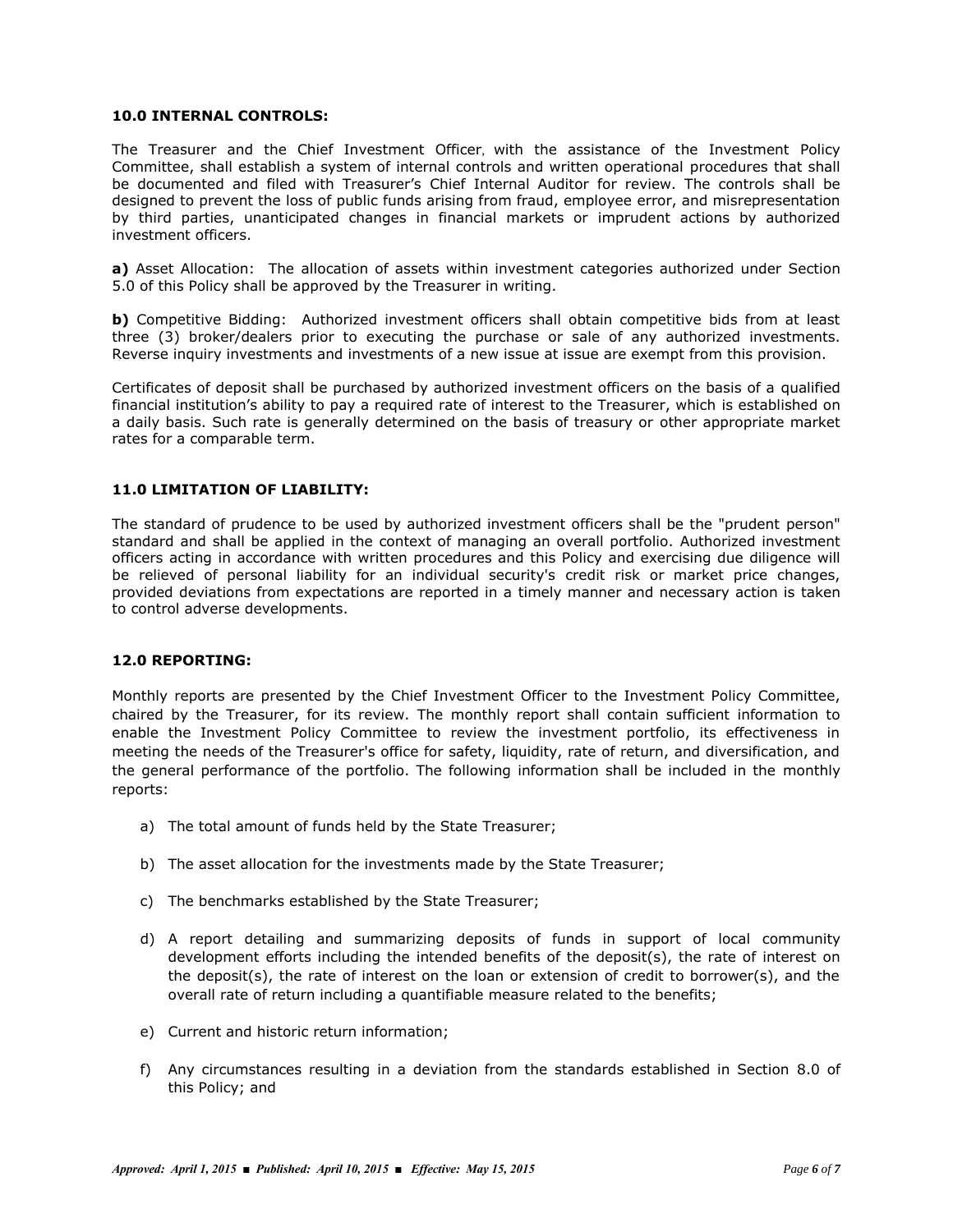### 10.0 INTERNAL CONTROLS:

The Treasurer and the Chief Investment Officer, with the assistance of the Investment Policy Committee, shall establish a system of internal controls and written operational procedures that shall be documented and filed with Treasurer's Chief Internal Auditor for review. The controls shall be designed to prevent the loss of public funds arising from fraud, employee error, and misrepresentation by third parties, unanticipated changes in financial markets or imprudent actions by authorized investment officers.

**a)** Asset Allocation: The allocation of assets within investment categories authorized under Section 5.0 of this Policy shall be approved by the Treasurer in writing.

**b)** Competitive Bidding: Authorized investment officers shall obtain competitive bids from at least three (3) broker/dealers prior to executing the purchase or sale of any authorized investments. Reverse inquiry investments and investments of a new issue at issue are exempt from this provision.

Certificates of deposit shall be purchased by authorized investment officers on the basis of a qualified financial institution's ability to pay a required rate of interest to the Treasurer, which is established on a daily basis. Such rate is generally determined on the basis of treasury or other appropriate market rates for a comparable term.

### 11.0 LIMITATION OF LIABILITY:

The standard of prudence to be used by authorized investment officers shall be the "prudent person" standard and shall be applied in the context of managing an overall portfolio. Authorized investment officers acting in accordance with written procedures and this Policy and exercising due diligence will be relieved of personal liability for an individual security's credit risk or market price changes, provided deviations from expectations are reported in a timely manner and necessary action is taken to control adverse developments.

### 12.0 REPORTING:

Monthly reports are presented by the Chief Investment Officer to the Investment Policy Committee, chaired by the Treasurer, for its review. The monthly report shall contain sufficient information to enable the Investment Policy Committee to review the investment portfolio, its effectiveness in meeting the needs of the Treasurer's office for safety, liquidity, rate of return, and diversification, and the general performance of the portfolio. The following information shall be included in the monthly reports:

a) The total amount of funds held by the State Treasurer;

b) The asset allocation for the investments made by the State Treasurer;

c) The benchmarks established by the State Treasurer;

d) A report detailing and summarizing deposits of funds in support of local community development efforts including the intended benefits of the deposit(s), the rate of interest on the deposit(s), the rate of interest on the loan or extension of credit to borrower(s), and the overall rate of return including a quantifiable measure related to the benefits;

e) Current and historic return information;

f) Any circumstances resulting in a deviation from the standards established in Section 8.0 of this Policy; and

*Approved: April 1, 2015 ■ Published: April 10, 2015 ■ Effective: May 15, 2015*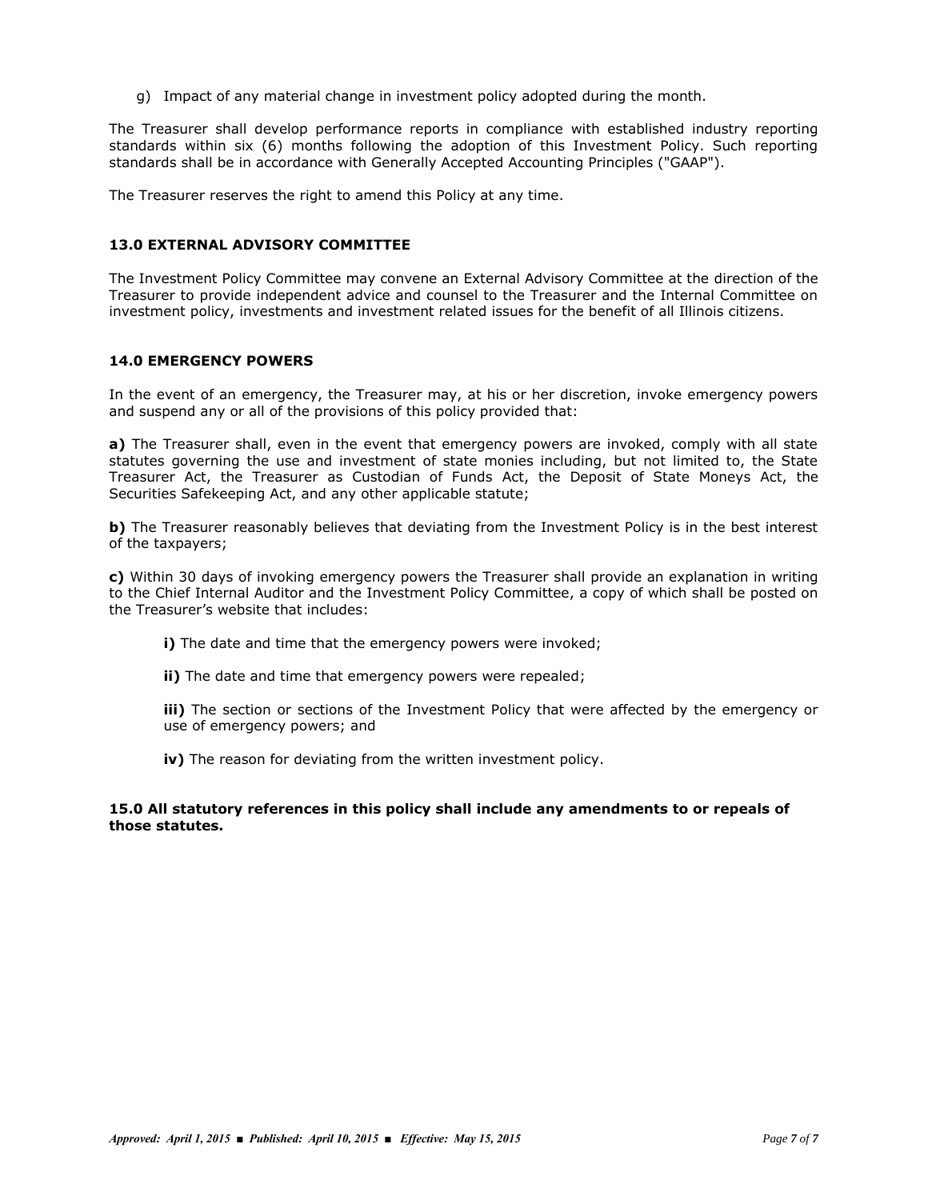g) Impact of any material change in investment policy adopted during the month.

The Treasurer shall develop performance reports in compliance with established industry reporting standards within six (6) months following the adoption of this Investment Policy. Such reporting standards shall be in accordance with Generally Accepted Accounting Principles ("GAAP").

The Treasurer reserves the right to amend this Policy at any time.

### 13.0 EXTERNAL ADVISORY COMMITTEE

The Investment Policy Committee may convene an External Advisory Committee at the direction of the Treasurer to provide independent advice and counsel to the Treasurer and the Internal Committee on investment policy, investments and investment related issues for the benefit of all Illinois citizens.

### 14.0 EMERGENCY POWERS

In the event of an emergency, the Treasurer may, at his or her discretion, invoke emergency powers and suspend any or all of the provisions of this policy provided that:

**a)** The Treasurer shall, even in the event that emergency powers are invoked, comply with all state statutes governing the use and investment of state monies including, but not limited to, the State Treasurer Act, the Treasurer as Custodian of Funds Act, the Deposit of State Moneys Act, the Securities Safekeeping Act, and any other applicable statute;

**b)** The Treasurer reasonably believes that deviating from the Investment Policy is in the best interest of the taxpayers;

**c)** Within 30 days of invoking emergency powers the Treasurer shall provide an explanation in writing to the Chief Internal Auditor and the Investment Policy Committee, a copy of which shall be posted on the Treasurer's website that includes:

> **i)** The date and time that the emergency powers were invoked;
>
> **ii)** The date and time that emergency powers were repealed;
>
> **iii)** The section or sections of the Investment Policy that were affected by the emergency or use of emergency powers; and
>
> **iv)** The reason for deviating from the written investment policy.

**15.0 All statutory references in this policy shall include any amendments to or repeals of those statutes.**

*Approved: April 1, 2015 ■ Published: April 10, 2015 ■ Effective: May 15, 2015*